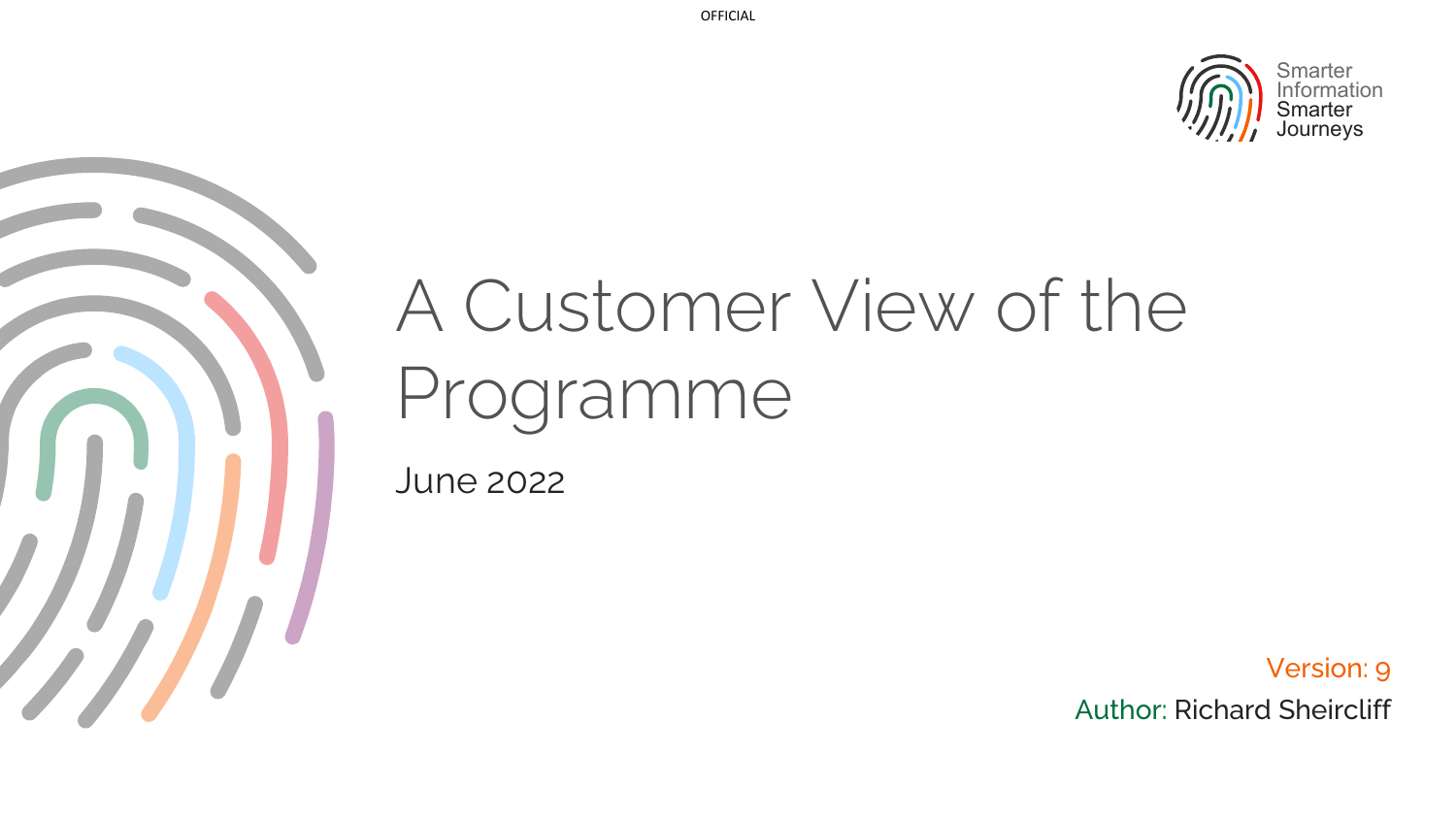OFFICIAL

Smarter Information Smarter Journeys

# A Customer View of the Programme

June 2022

Version: 9

Author: Richard Sheircliff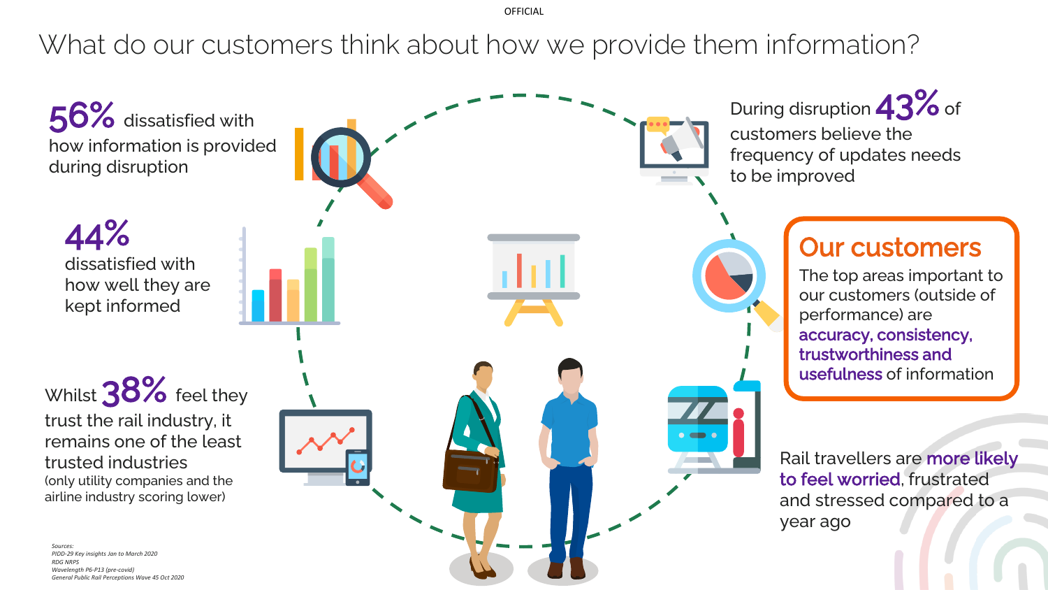# What do our customers think about how we provide them information?

**56%** dissatisfied with how information is provided during disruption

**44%** dissatisfied with how well they are kept informed

Whilst **38%** feel they trust the rail industry, it remains one of the least trusted industries (only utility companies and the airline industry scoring lower)

During disruption **43%** of customers believe the frequency of updates needs to be improved

## Our customers

The top areas important to our customers (outside of performance) are **accuracy, consistency, trustworthiness and usefulness** of information

Rail travellers are **more likely to feel worried**, frustrated and stressed compared to a year ago

*Sources:*
*PIDD-29 Key insights Jan to March 2020*
*RDG NRPS*
*Wavelength P6-P13 (pre-covid)*
*General Public Rail Perceptions Wave 45 Oct 2020*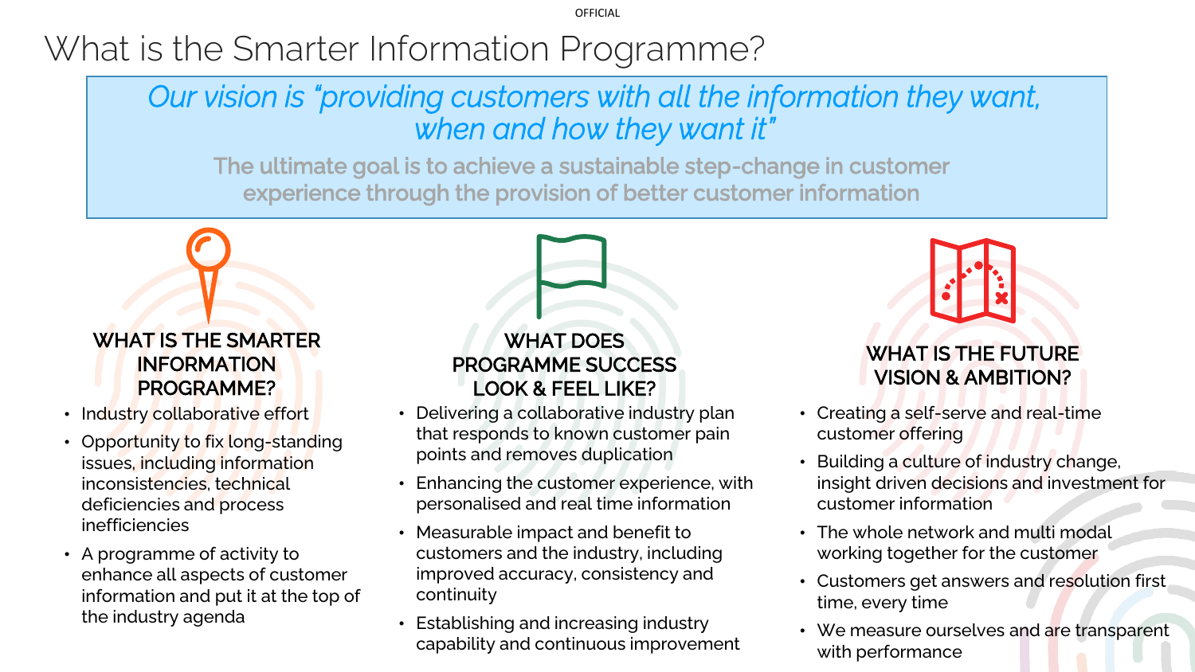# What is the Smarter Information Programme?

*Our vision is "providing customers with all the information they want, when and how they want it"*

The ultimate goal is to achieve a sustainable step-change in customer experience through the provision of better customer information

### WHAT IS THE SMARTER INFORMATION PROGRAMME?

- Industry collaborative effort
- Opportunity to fix long-standing issues, including information inconsistencies, technical deficiencies and process inefficiencies
- A programme of activity to enhance all aspects of customer information and put it at the top of the industry agenda

### WHAT DOES PROGRAMME SUCCESS LOOK & FEEL LIKE?

- Delivering a collaborative industry plan that responds to known customer pain points and removes duplication
- Enhancing the customer experience, with personalised and real time information
- Measurable impact and benefit to customers and the industry, including improved accuracy, consistency and continuity
- Establishing and increasing industry capability and continuous improvement

### WHAT IS THE FUTURE VISION & AMBITION?

- Creating a self-serve and real-time customer offering
- Building a culture of industry change, insight driven decisions and investment for customer information
- The whole network and multi modal working together for the customer
- Customers get answers and resolution first time, every time
- We measure ourselves and are transparent with performance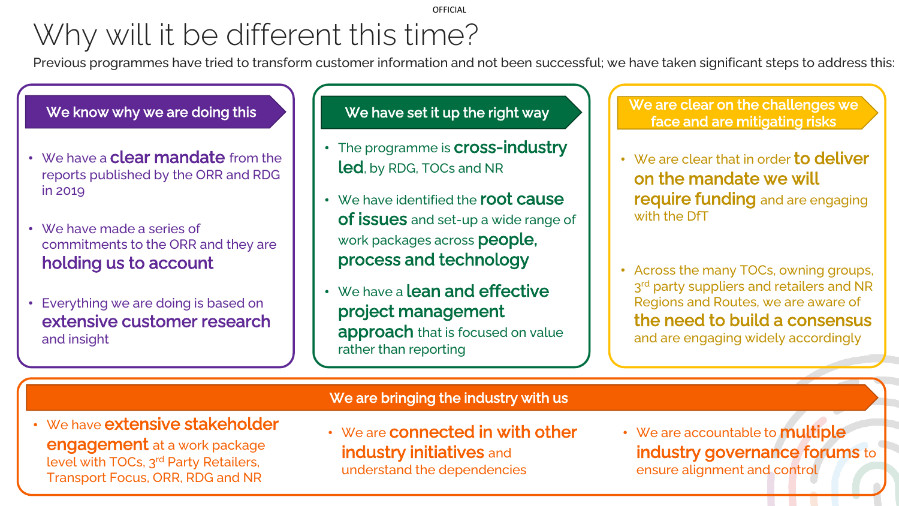OFFICIAL

# Why will it be different this time?

Previous programmes have tried to transform customer information and not been successful; we have taken significant steps to address this:

## We know why we are doing this

- We have a **clear mandate** from the reports published by the ORR and RDG in 2019
- We have made a series of commitments to the ORR and they are **holding us to account**
- Everything we are doing is based on **extensive customer research** and insight

## We have set it up the right way

- The programme is **cross-industry led**, by RDG, TOCs and NR
- We have identified the **root cause of issues** and set-up a wide range of work packages across **people, process and technology**
- We have a **lean and effective project management approach** that is focused on value rather than reporting

## We are clear on the challenges we face and are mitigating risks

- We are clear that in order **to deliver on the mandate we will require funding** and are engaging with the DfT
- Across the many TOCs, owning groups, 3rd party suppliers and retailers and NR Regions and Routes, we are aware of **the need to build a consensus** and are engaging widely accordingly

## We are bringing the industry with us

- We have **extensive stakeholder engagement** at a work package level with TOCs, 3rd Party Retailers, Transport Focus, ORR, RDG and NR
- We are **connected in with other industry initiatives** and understand the dependencies
- We are accountable to **multiple industry governance forums** to ensure alignment and control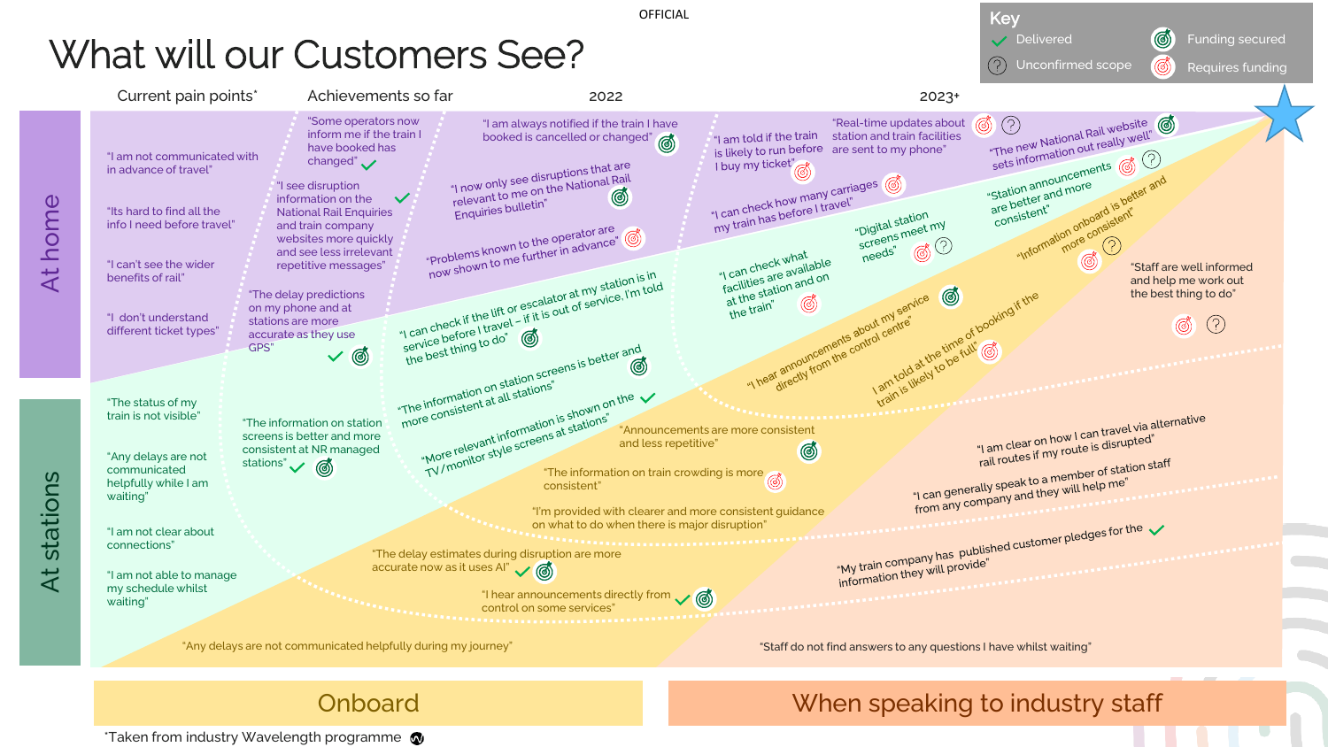OFFICIAL

# What will our Customers See?

**Key**
- ✓ Delivered
- ? Unconfirmed scope
- Funding secured
- Requires funding

Current pain points* | Achievements so far | 2022 | 2023+

## At home

**Current pain points***
- "I am not communicated with in advance of travel"
- "Its hard to find all the info I need before travel"
- "I can't see the wider benefits of rail"
- "I don't understand different ticket types"

**Achievements so far**
- "Some operators now inform me if the train I have booked has changed" ✓
- "I see disruption information on the National Rail Enquiries and train company websites more quickly and see less irrelevant repetitive messages" ✓
- "The delay predictions on my phone and at stations are more accurate as they use GPS" ✓ (Funding secured)

**2022**
- "I am always notified if the train I have booked is cancelled or changed" (Funding secured)
- "I now only see disruptions that are relevant to me on the National Rail Enquiries bulletin" (Funding secured)
- "Problems known to the operator are now shown to me further in advance" (Requires funding)
- "I can check if the lift or escalator at my station is in service before I travel – if it is out of service, I'm told the best thing to do" (Funding secured)

**2023+**
- "I am told if the train is likely to run before I buy my ticket" (Requires funding)
- "Real-time updates about station and train facilities are sent to my phone" (Requires funding) ?
- "The new National Rail website sets information out really well" (Funding secured)
- "I can check how many carriages my train has before I travel" (Requires funding)
- "I can check what facilities are available at the station and on the train" (Requires funding)
- "Digital station screens meet my needs" (Requires funding) ?
- "Station announcements are better and more consistent" (Requires funding) ?
- "Information onboard is better and more consistent" (Requires funding) ?
- "Staff are well informed and help me work out the best thing to do" (Requires funding) ?

## At stations

**Current pain points***
- "The status of my train is not visible"
- "Any delays are not communicated helpfully while I am waiting"
- "I am not clear about connections"
- "I am not able to manage my schedule whilst waiting"

**Achievements so far**
- "The information on station screens is better and more consistent at NR managed stations" ✓ (Funding secured)

**2022**
- "The information on station screens is better and more consistent at all stations" (Funding secured)
- "More relevant information is shown on the TV/monitor style screens at stations" ✓

**2023+**
- "I hear announcements about my service directly from the control centre" (Funding secured)
- "I am told at the time of booking if the train is likely to be full" (Requires funding)

## Onboard

**Current pain points***
- "Any delays are not communicated helpfully during my journey"

**Achievements so far / 2022**
- "The delay estimates during disruption are more accurate now as it uses AI" ✓ (Funding secured)
- "I hear announcements directly from control on some services" ✓ (Funding secured)
- "Announcements are more consistent and less repetitive" (Funding secured)
- "The information on train crowding is more consistent" (Requires funding)
- "I'm provided with clearer and more consistent guidance on what to do when there is major disruption"

## When speaking to industry staff

**Current pain points***
- "Staff do not find answers to any questions I have whilst waiting"

**2023+**
- "My train company has published customer pledges for the information they will provide" ✓
- "I can generally speak to a member of station staff from any company and they will help me"
- "I am clear on how I can travel via alternative rail routes if my route is disrupted"

*Taken from industry Wavelength programme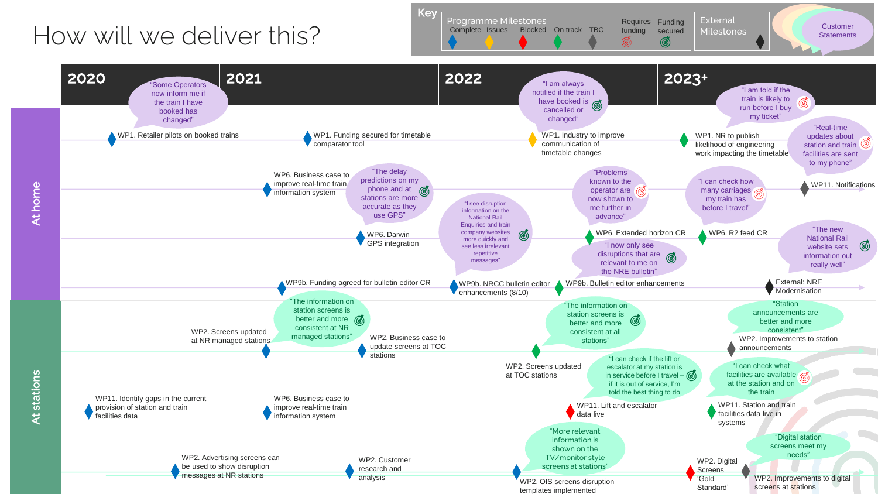# How will we deliver this?

**Key**

- **Programme Milestones:** Complete | Issues | Blocked | On track | TBC | Requires funding | Funding secured
- **External Milestones**
- **Customer Statements**

| | 2020 | 2021 | 2022 | 2023+ |
|---|---|---|---|---|

## At home

**Milestones:**

- WP1. Retailer pilots on booked trains (Complete)
- WP1. Funding secured for timetable comparator tool (Complete)
- WP1. Industry to improve communication of timetable changes (Issues)
- WP1. NR to publish likelihood of engineering work impacting the timetable (On track)
- WP6. Business case to improve real-time train information system (Complete)
- WP11. Notifications (TBC)
- WP6. Darwin GPS integration (Complete)
- WP6. Extended horizon CR (On track)
- WP6. R2 feed CR (On track)
- WP9b. Funding agreed for bulletin editor CR (Complete)
- WP9b. NRCC bulletin editor enhancements (8/10) (Complete)
- WP9b. Bulletin editor enhancements (On track)
- External: NRE Modernisation (External)

**Customer statements:**

- "Some Operators now inform me if the train I have booked has changed"
- "I am always notified if the train I have booked is cancelled or changed" (Funding secured)
- "I am told if the train is likely to run before I buy my ticket" (Requires funding)
- "Real-time updates about station and train facilities are sent to my phone" (Requires funding)
- "The delay predictions on my phone and at stations are more accurate as they use GPS" (Funding secured)
- "Problems known to the operator are now shown to me further in advance" (Requires funding)
- "I can check how many carriages my train has before I travel" (Requires funding)
- "I see disruption information on the National Rail Enquiries and train company websites more quickly and see less irrelevant repetitive messages" (Funding secured)
- "I now only see disruptions that are relevant to me on the NRE bulletin" (Funding secured)
- "The new National Rail website sets information out really well" (Funding secured)

## At stations

**Milestones:**

- WP2. Screens updated at NR managed stations (Complete)
- WP2. Business case to update screens at TOC stations (Complete)
- WP2. Screens updated at TOC stations (On track)
- WP2. Improvements to station announcements (TBC)
- WP11. Identify gaps in the current provision of station and train facilities data (Complete)
- WP6. Business case to improve real-time train information system (Complete)
- WP11. Lift and escalator data live (Blocked)
- WP11. Station and train facilities data live in systems (On track)
- WP2. Advertising screens can be used to show disruption messages at NR stations (Complete)
- WP2. Customer research and analysis (Complete)
- WP2. OIS screens disruption templates implemented (Complete)
- WP2. Digital Screens 'Gold Standard' (Blocked)
- WP2. Improvements to digital screens at stations (TBC)

**Customer statements:**

- "The information on station screens is better and more consistent at NR managed stations" (Funding secured)
- "The information on station screens is better and more consistent at all stations" (Funding secured)
- "Station announcements are better and more consistent"
- "I can check if the lift or escalator at my station is in service before I travel – if it is out of service, I'm told the best thing to do" (Funding secured)
- "I can check what facilities are available at the station and on the train" (Requires funding)
- "More relevant information is shown on the TV/monitor style screens at stations"
- "Digital station screens meet my needs"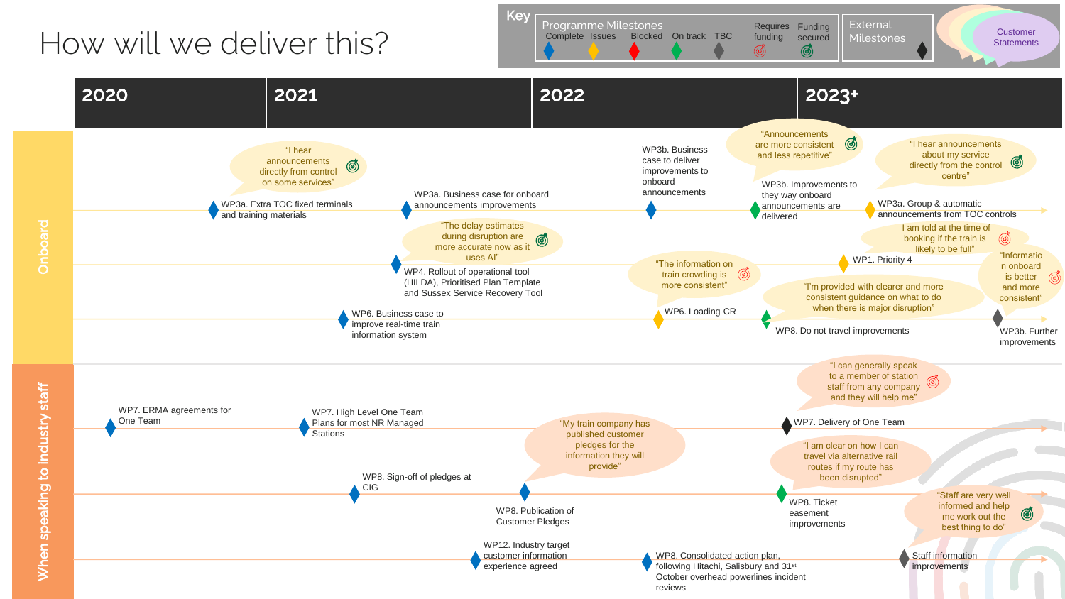# How will we deliver this?

**Key**

Programme Milestones: Complete | Issues | Blocked | On track | TBC | Requires funding | Funding secured

External Milestones

Customer Statements

2020
2021
2022
2023+

## Onboard

"I hear announcements directly from control on some services"

WP3a. Extra TOC fixed terminals and training materials

WP3a. Business case for onboard announcements improvements

WP3b. Business case to deliver improvements to onboard announcements

"Announcements are more consistent and less repetitive"

WP3b. Improvements to they way onboard announcements are delivered

"I hear announcements about my service directly from the control centre"

WP3a. Group & automatic announcements from TOC controls

"The delay estimates during disruption are more accurate now as it uses AI"

WP4. Rollout of operational tool (HILDA), Prioritised Plan Template and Sussex Service Recovery Tool

"The information on train crowding is more consistent"

I am told at the time of booking if the train is likely to be full"

WP1. Priority 4

"Information onboard is better and more consistent"

WP6. Business case to improve real-time train information system

WP6. Loading CR

"I'm provided with clearer and more consistent guidance on what to do when there is major disruption"

WP8. Do not travel improvements

WP3b. Further improvements

## When speaking to industry staff

WP7. ERMA agreements for One Team

WP7. High Level One Team Plans for most NR Managed Stations

"I can generally speak to a member of station staff from any company and they will help me"

WP7. Delivery of One Team

"My train company has published customer pledges for the information they will provide"

WP8. Sign-off of pledges at CIG

WP8. Publication of Customer Pledges

"I am clear on how I can travel via alternative rail routes if my route has been disrupted"

WP8. Ticket easement improvements

"Staff are very well informed and help me work out the best thing to do"

WP12. Industry target customer information experience agreed

WP8. Consolidated action plan, following Hitachi, Salisbury and 31st October overhead powerlines incident reviews

Staff information improvements